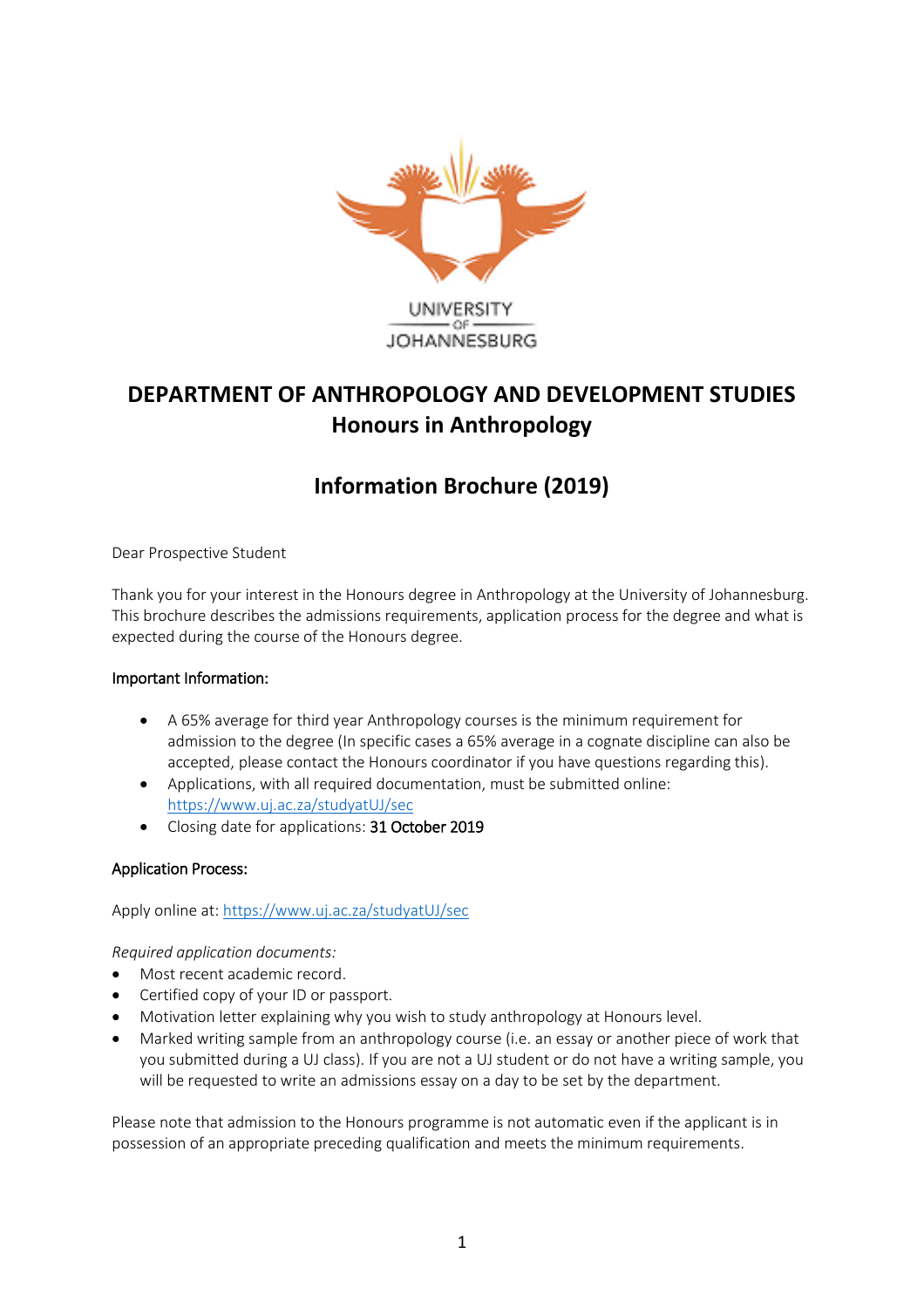UNIVERSITY OF JOHANNESBURG

# DEPARTMENT OF ANTHROPOLOGY AND DEVELOPMENT STUDIES

## Honours in Anthropology

## Information Brochure (2019)

Dear Prospective Student

Thank you for your interest in the Honours degree in Anthropology at the University of Johannesburg. This brochure describes the admissions requirements, application process for the degree and what is expected during the course of the Honours degree.

### Important Information:

- A 65% average for third year Anthropology courses is the minimum requirement for admission to the degree (In specific cases a 65% average in a cognate discipline can also be accepted, please contact the Honours coordinator if you have questions regarding this).
- Applications, with all required documentation, must be submitted online: https://www.uj.ac.za/studyatUJ/sec
- Closing date for applications: **31 October 2019**

### Application Process:

Apply online at: https://www.uj.ac.za/studyatUJ/sec

*Required application documents:*

- Most recent academic record.
- Certified copy of your ID or passport.
- Motivation letter explaining why you wish to study anthropology at Honours level.
- Marked writing sample from an anthropology course (i.e. an essay or another piece of work that you submitted during a UJ class). If you are not a UJ student or do not have a writing sample, you will be requested to write an admissions essay on a day to be set by the department.

Please note that admission to the Honours programme is not automatic even if the applicant is in possession of an appropriate preceding qualification and meets the minimum requirements.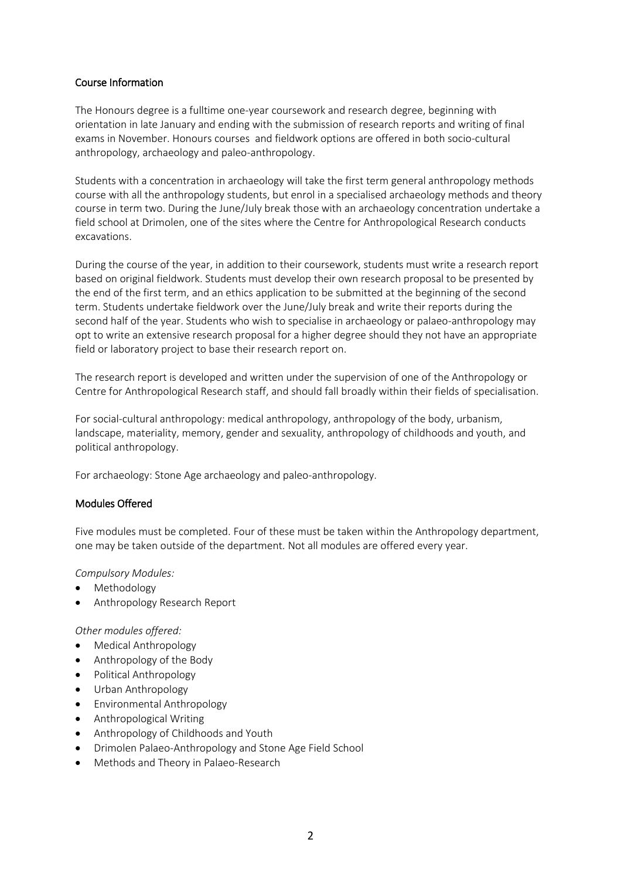## Course Information

The Honours degree is a fulltime one-year coursework and research degree, beginning with orientation in late January and ending with the submission of research reports and writing of final exams in November. Honours courses and fieldwork options are offered in both socio-cultural anthropology, archaeology and paleo-anthropology.

Students with a concentration in archaeology will take the first term general anthropology methods course with all the anthropology students, but enrol in a specialised archaeology methods and theory course in term two. During the June/July break those with an archaeology concentration undertake a field school at Drimolen, one of the sites where the Centre for Anthropological Research conducts excavations.

During the course of the year, in addition to their coursework, students must write a research report based on original fieldwork. Students must develop their own research proposal to be presented by the end of the first term, and an ethics application to be submitted at the beginning of the second term. Students undertake fieldwork over the June/July break and write their reports during the second half of the year. Students who wish to specialise in archaeology or palaeo-anthropology may opt to write an extensive research proposal for a higher degree should they not have an appropriate field or laboratory project to base their research report on.

The research report is developed and written under the supervision of one of the Anthropology or Centre for Anthropological Research staff, and should fall broadly within their fields of specialisation.

For social-cultural anthropology: medical anthropology, anthropology of the body, urbanism, landscape, materiality, memory, gender and sexuality, anthropology of childhoods and youth, and political anthropology.

For archaeology: Stone Age archaeology and paleo-anthropology.

## Modules Offered

Five modules must be completed. Four of these must be taken within the Anthropology department, one may be taken outside of the department. Not all modules are offered every year.

*Compulsory Modules:*

- Methodology
- Anthropology Research Report

*Other modules offered:*

- Medical Anthropology
- Anthropology of the Body
- Political Anthropology
- Urban Anthropology
- Environmental Anthropology
- Anthropological Writing
- Anthropology of Childhoods and Youth
- Drimolen Palaeo-Anthropology and Stone Age Field School
- Methods and Theory in Palaeo-Research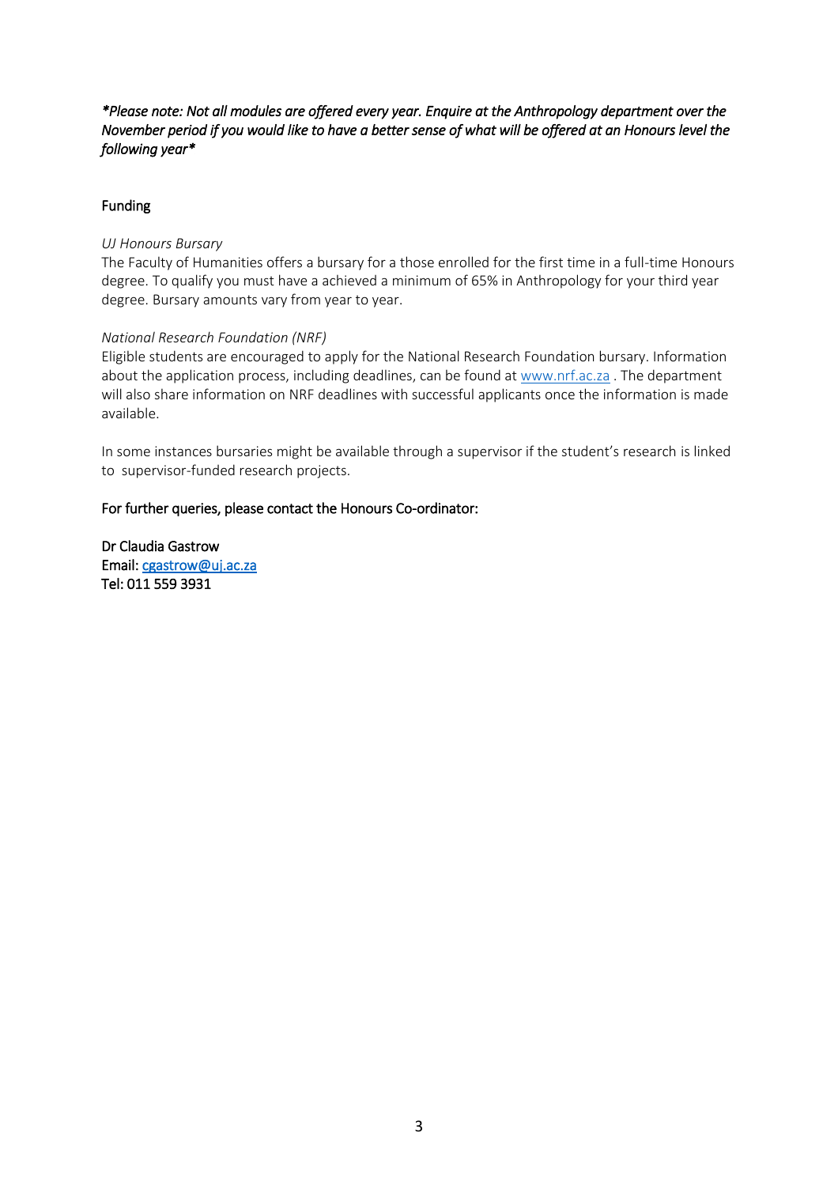*\*Please note: Not all modules are offered every year. Enquire at the Anthropology department over the November period if you would like to have a better sense of what will be offered at an Honours level the following year\**

## Funding

*UJ Honours Bursary*

The Faculty of Humanities offers a bursary for a those enrolled for the first time in a full-time Honours degree. To qualify you must have a achieved a minimum of 65% in Anthropology for your third year degree. Bursary amounts vary from year to year.

*National Research Foundation (NRF)*

Eligible students are encouraged to apply for the National Research Foundation bursary. Information about the application process, including deadlines, can be found at www.nrf.ac.za . The department will also share information on NRF deadlines with successful applicants once the information is made available.

In some instances bursaries might be available through a supervisor if the student's research is linked to supervisor-funded research projects.

For further queries, please contact the Honours Co-ordinator:

Dr Claudia Gastrow
Email: cgastrow@uj.ac.za
Tel: 011 559 3931